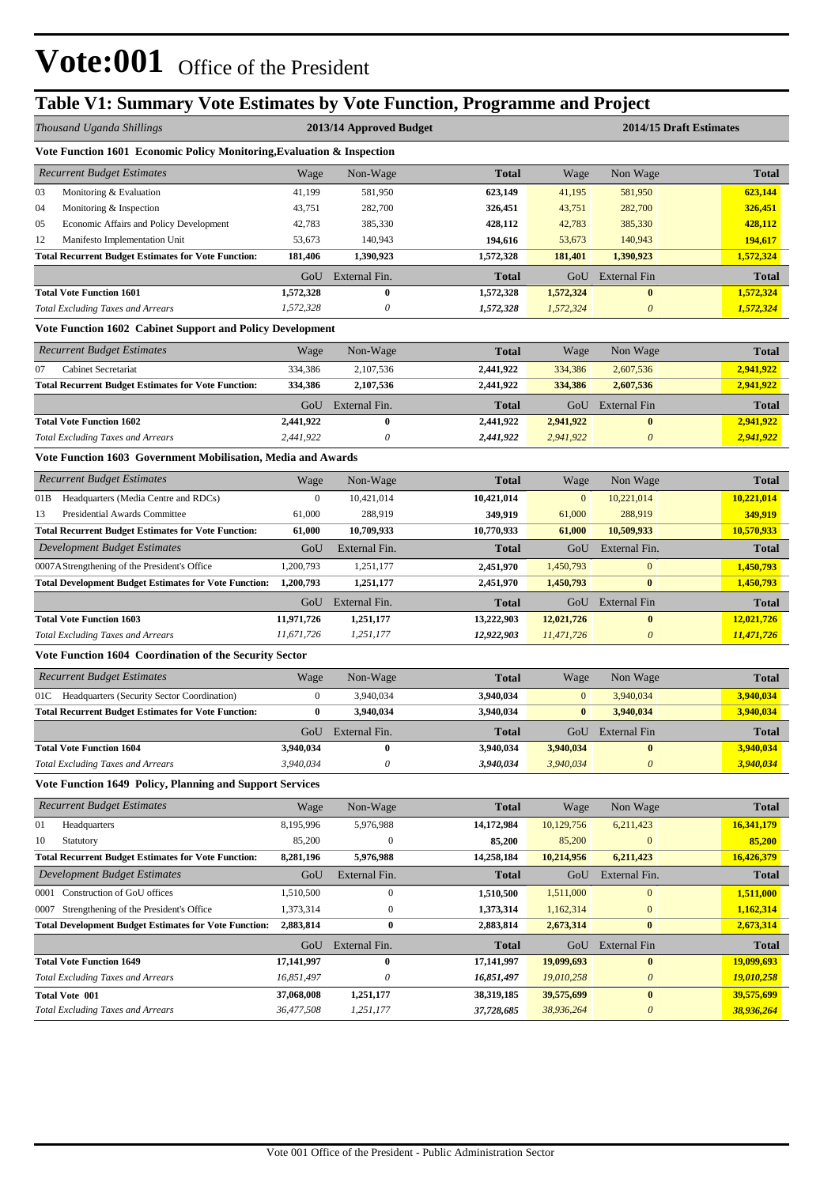# Vote:001 Office of the President

## Table V1: Summary Vote Estimates by Vote Function, Programme and Project

| *Thousand Uganda Shillings* | 2013/14 Approved Budget | | | 2014/15 Draft Estimates | | |
|---|---|---|---|---|---|---|
| **Vote Function 1601 Economic Policy Monitoring,Evaluation & Inspection** | | | | | | |
| *Recurrent Budget Estimates* | Wage | Non-Wage | **Total** | Wage | Non Wage | **Total** |
| 03 Monitoring & Evaluation | 41,199 | 581,950 | **623,149** | 41,195 | 581,950 | **623,144** |
| 04 Monitoring & Inspection | 43,751 | 282,700 | **326,451** | 43,751 | 282,700 | **326,451** |
| 05 Economic Affairs and Policy Development | 42,783 | 385,330 | **428,112** | 42,783 | 385,330 | **428,112** |
| 12 Manifesto Implementation Unit | 53,673 | 140,943 | **194,616** | 53,673 | 140,943 | **194,617** |
| **Total Recurrent Budget Estimates for Vote Function:** | **181,406** | **1,390,923** | 1,572,328 | **181,401** | **1,390,923** | **1,572,324** |
| | GoU | External Fin. | **Total** | GoU | External Fin | **Total** |
| **Total Vote Function 1601** | **1,572,328** | **0** | **1,572,328** | **1,572,324** | **0** | **1,572,324** |
| *Total Excluding Taxes and Arrears* | *1,572,328* | *0* | ***1,572,328*** | *1,572,324* | *0* | ***1,572,324*** |
| **Vote Function 1602 Cabinet Support and Policy Development** | | | | | | |
| *Recurrent Budget Estimates* | Wage | Non-Wage | **Total** | Wage | Non Wage | **Total** |
| 07 Cabinet Secretariat | 334,386 | 2,107,536 | **2,441,922** | 334,386 | 2,607,536 | **2,941,922** |
| **Total Recurrent Budget Estimates for Vote Function:** | **334,386** | **2,107,536** | 2,441,922 | **334,386** | **2,607,536** | **2,941,922** |
| | GoU | External Fin. | **Total** | GoU | External Fin | **Total** |
| **Total Vote Function 1602** | **2,441,922** | **0** | **2,441,922** | **2,941,922** | **0** | **2,941,922** |
| *Total Excluding Taxes and Arrears* | *2,441,922* | *0* | ***2,441,922*** | *2,941,922* | *0* | ***2,941,922*** |
| **Vote Function 1603 Government Mobilisation, Media and Awards** | | | | | | |
| *Recurrent Budget Estimates* | Wage | Non-Wage | **Total** | Wage | Non Wage | **Total** |
| 01B Headquarters (Media Centre and RDCs) | 0 | 10,421,014 | **10,421,014** | 0 | 10,221,014 | **10,221,014** |
| 13 Presidential Awards Committee | 61,000 | 288,919 | **349,919** | 61,000 | 288,919 | **349,919** |
| **Total Recurrent Budget Estimates for Vote Function:** | **61,000** | **10,709,933** | 10,770,933 | **61,000** | **10,509,933** | **10,570,933** |
| *Development Budget Estimates* | GoU | External Fin. | **Total** | GoU | External Fin. | **Total** |
| 0007A Strengthening of the President's Office | 1,200,793 | 1,251,177 | **2,451,970** | 1,450,793 | 0 | **1,450,793** |
| **Total Development Budget Estimates for Vote Function:** | **1,200,793** | **1,251,177** | 2,451,970 | **1,450,793** | **0** | **1,450,793** |
| | GoU | External Fin. | **Total** | GoU | External Fin | **Total** |
| **Total Vote Function 1603** | **11,971,726** | **1,251,177** | **13,222,903** | **12,021,726** | **0** | **12,021,726** |
| *Total Excluding Taxes and Arrears* | *11,671,726* | *1,251,177* | ***12,922,903*** | *11,471,726* | *0* | ***11,471,726*** |
| **Vote Function 1604 Coordination of the Security Sector** | | | | | | |
| *Recurrent Budget Estimates* | Wage | Non-Wage | **Total** | Wage | Non Wage | **Total** |
| 01C Headquarters (Security Sector Coordination) | 0 | 3,940,034 | **3,940,034** | 0 | 3,940,034 | **3,940,034** |
| **Total Recurrent Budget Estimates for Vote Function:** | **0** | **3,940,034** | 3,940,034 | **0** | **3,940,034** | **3,940,034** |
| | GoU | External Fin. | **Total** | GoU | External Fin | **Total** |
| **Total Vote Function 1604** | **3,940,034** | **0** | **3,940,034** | **3,940,034** | **0** | **3,940,034** |
| *Total Excluding Taxes and Arrears* | *3,940,034* | *0* | ***3,940,034*** | *3,940,034* | *0* | ***3,940,034*** |
| **Vote Function 1649 Policy, Planning and Support Services** | | | | | | |
| *Recurrent Budget Estimates* | Wage | Non-Wage | **Total** | Wage | Non Wage | **Total** |
| 01 Headquarters | 8,195,996 | 5,976,988 | **14,172,984** | 10,129,756 | 6,211,423 | **16,341,179** |
| 10 Statutory | 85,200 | 0 | **85,200** | 85,200 | 0 | **85,200** |
| **Total Recurrent Budget Estimates for Vote Function:** | **8,281,196** | **5,976,988** | 14,258,184 | **10,214,956** | **6,211,423** | **16,426,379** |
| *Development Budget Estimates* | GoU | External Fin. | **Total** | GoU | External Fin. | **Total** |
| 0001 Construction of GoU offices | 1,510,500 | 0 | **1,510,500** | 1,511,000 | 0 | **1,511,000** |
| 0007 Strengthening of the President's Office | 1,373,314 | 0 | **1,373,314** | 1,162,314 | 0 | **1,162,314** |
| **Total Development Budget Estimates for Vote Function:** | **2,883,814** | **0** | 2,883,814 | **2,673,314** | **0** | **2,673,314** |
| | GoU | External Fin. | **Total** | GoU | External Fin | **Total** |
| **Total Vote Function 1649** | **17,141,997** | **0** | **17,141,997** | **19,099,693** | **0** | **19,099,693** |
| *Total Excluding Taxes and Arrears* | *16,851,497* | *0* | ***16,851,497*** | *19,010,258* | *0* | ***19,010,258*** |
| **Total Vote 001** | **37,068,008** | **1,251,177** | **38,319,185** | **39,575,699** | **0** | **39,575,699** |
| *Total Excluding Taxes and Arrears* | *36,477,508* | *1,251,177* | ***37,728,685*** | *38,936,264* | *0* | ***38,936,264*** |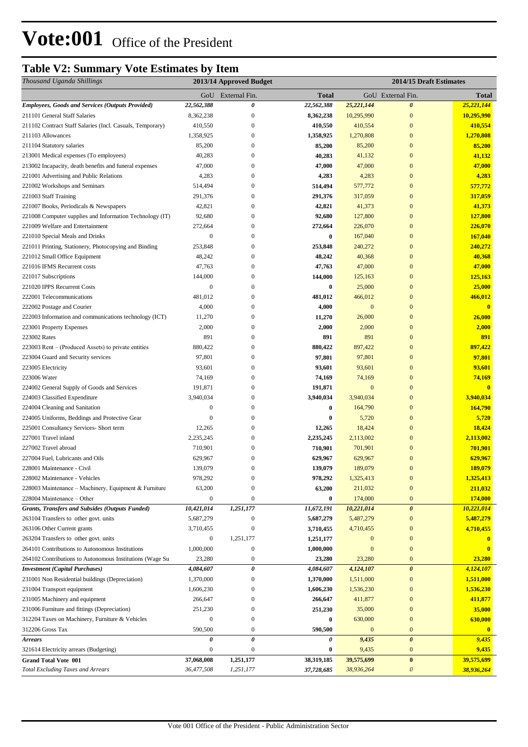# Vote:001 Office of the President

## Table V2: Summary Vote Estimates by Item

| *Thousand Uganda Shillings* | 2013/14 Approved Budget | | | 2014/15 Draft Estimates | | |
|---|---|---|---|---|---|---|
| | GoU | External Fin. | Total | GoU | External Fin. | Total |
| ***Employees, Goods and Services (Outputs Provided)*** | ***22,562,388*** | ***0*** | ***22,562,388*** | ***25,221,144*** | ***0*** | ***25,221,144*** |
| 211101 General Staff Salaries | 8,362,238 | 0 | **8,362,238** | 10,295,990 | 0 | **10,295,990** |
| 211102 Contract Staff Salaries (Incl. Casuals, Temporary) | 410,550 | 0 | **410,550** | 410,554 | 0 | **410,554** |
| 211103 Allowances | 1,358,925 | 0 | **1,358,925** | 1,270,808 | 0 | **1,270,808** |
| 211104 Statutory salaries | 85,200 | 0 | **85,200** | 85,200 | 0 | **85,200** |
| 213001 Medical expenses (To employees) | 40,283 | 0 | **40,283** | 41,132 | 0 | **41,132** |
| 213002 Incapacity, death benefits and funeral expenses | 47,000 | 0 | **47,000** | 47,000 | 0 | **47,000** |
| 221001 Advertising and Public Relations | 4,283 | 0 | **4,283** | 4,283 | 0 | **4,283** |
| 221002 Workshops and Seminars | 514,494 | 0 | **514,494** | 577,772 | 0 | **577,772** |
| 221003 Staff Training | 291,376 | 0 | **291,376** | 317,059 | 0 | **317,059** |
| 221007 Books, Periodicals & Newspapers | 42,821 | 0 | **42,821** | 41,373 | 0 | **41,373** |
| 221008 Computer supplies and Information Technology (IT) | 92,680 | 0 | **92,680** | 127,800 | 0 | **127,800** |
| 221009 Welfare and Entertainment | 272,664 | 0 | **272,664** | 226,070 | 0 | **226,070** |
| 221010 Special Meals and Drinks | 0 | 0 | **0** | 167,040 | 0 | **167,040** |
| 221011 Printing, Stationery, Photocopying and Binding | 253,848 | 0 | **253,848** | 240,272 | 0 | **240,272** |
| 221012 Small Office Equipment | 48,242 | 0 | **48,242** | 40,368 | 0 | **40,368** |
| 221016 IFMS Recurrent costs | 47,763 | 0 | **47,763** | 47,000 | 0 | **47,000** |
| 221017 Subscriptions | 144,000 | 0 | **144,000** | 125,163 | 0 | **125,163** |
| 221020 IPPS Recurrent Costs | 0 | 0 | **0** | 25,000 | 0 | **25,000** |
| 222001 Telecommunications | 481,012 | 0 | **481,012** | 466,012 | 0 | **466,012** |
| 222002 Postage and Courier | 4,000 | 0 | **4,000** | 0 | 0 | **0** |
| 222003 Information and communications technology (ICT) | 11,270 | 0 | **11,270** | 26,000 | 0 | **26,000** |
| 223001 Property Expenses | 2,000 | 0 | **2,000** | 2,000 | 0 | **2,000** |
| 223002 Rates | 891 | 0 | **891** | 891 | 0 | **891** |
| 223003 Rent – (Produced Assets) to private entities | 880,422 | 0 | **880,422** | 897,422 | 0 | **897,422** |
| 223004 Guard and Security services | 97,801 | 0 | **97,801** | 97,801 | 0 | **97,801** |
| 223005 Electricity | 93,601 | 0 | **93,601** | 93,601 | 0 | **93,601** |
| 223006 Water | 74,169 | 0 | **74,169** | 74,169 | 0 | **74,169** |
| 224002 General Supply of Goods and Services | 191,871 | 0 | **191,871** | 0 | 0 | **0** |
| 224003 Classified Expenditure | 3,940,034 | 0 | **3,940,034** | 3,940,034 | 0 | **3,940,034** |
| 224004 Cleaning and Sanitation | 0 | 0 | **0** | 164,790 | 0 | **164,790** |
| 224005 Uniforms, Beddings and Protective Gear | 0 | 0 | **0** | 5,720 | 0 | **5,720** |
| 225001 Consultancy Services- Short term | 12,265 | 0 | **12,265** | 18,424 | 0 | **18,424** |
| 227001 Travel inland | 2,235,245 | 0 | **2,235,245** | 2,113,002 | 0 | **2,113,002** |
| 227002 Travel abroad | 710,901 | 0 | **710,901** | 701,901 | 0 | **701,901** |
| 227004 Fuel, Lubricants and Oils | 629,967 | 0 | **629,967** | 629,967 | 0 | **629,967** |
| 228001 Maintenance - Civil | 139,079 | 0 | **139,079** | 189,079 | 0 | **189,079** |
| 228002 Maintenance - Vehicles | 978,292 | 0 | **978,292** | 1,325,413 | 0 | **1,325,413** |
| 228003 Maintenance – Machinery, Equipment & Furniture | 63,200 | 0 | **63,200** | 211,032 | 0 | **211,032** |
| 228004 Maintenance – Other | 0 | 0 | **0** | 174,000 | 0 | **174,000** |
| ***Grants, Transfers and Subsides (Outputs Funded)*** | ***10,421,014*** | ***1,251,177*** | ***11,672,191*** | ***10,221,014*** | ***0*** | ***10,221,014*** |
| 263104 Transfers to other govt. units | 5,687,279 | 0 | **5,687,279** | 5,487,279 | 0 | **5,487,279** |
| 263106 Other Current grants | 3,710,455 | 0 | **3,710,455** | 4,710,455 | 0 | **4,710,455** |
| 263204 Transfers to other govt. units | 0 | 1,251,177 | **1,251,177** | 0 | 0 | **0** |
| 264101 Contributions to Autonomous Institutions | 1,000,000 | 0 | **1,000,000** | 0 | 0 | **0** |
| 264102 Contributions to Autonomous Institutions (Wage Su | 23,280 | 0 | **23,280** | 23,280 | 0 | **23,280** |
| ***Investment (Capital Purchases)*** | ***4,084,607*** | ***0*** | ***4,084,607*** | ***4,124,107*** | ***0*** | ***4,124,107*** |
| 231001 Non Residential buildings (Depreciation) | 1,370,000 | 0 | **1,370,000** | 1,511,000 | 0 | **1,511,000** |
| 231004 Transport equipment | 1,606,230 | 0 | **1,606,230** | 1,536,230 | 0 | **1,536,230** |
| 231005 Machinery and equipment | 266,647 | 0 | **266,647** | 411,877 | 0 | **411,877** |
| 231006 Furniture and fittings (Depreciation) | 251,230 | 0 | **251,230** | 35,000 | 0 | **35,000** |
| 312204 Taxes on Machinery, Furniture & Vehicles | 0 | 0 | **0** | 630,000 | 0 | **630,000** |
| 312206 Gross Tax | 590,500 | 0 | **590,500** | 0 | 0 | **0** |
| ***Arrears*** | ***0*** | ***0*** | ***0*** | ***9,435*** | ***0*** | ***9,435*** |
| 321614 Electricity arrears (Budgeting) | 0 | 0 | **0** | 9,435 | 0 | **9,435** |
| **Grand Total Vote 001** | **37,068,008** | **1,251,177** | **38,319,185** | **39,575,699** | **0** | **39,575,699** |
| *Total Excluding Taxes and Arrears* | *36,477,508* | *1,251,177* | *37,728,685* | *38,936,264* | *0* | *38,936,264* |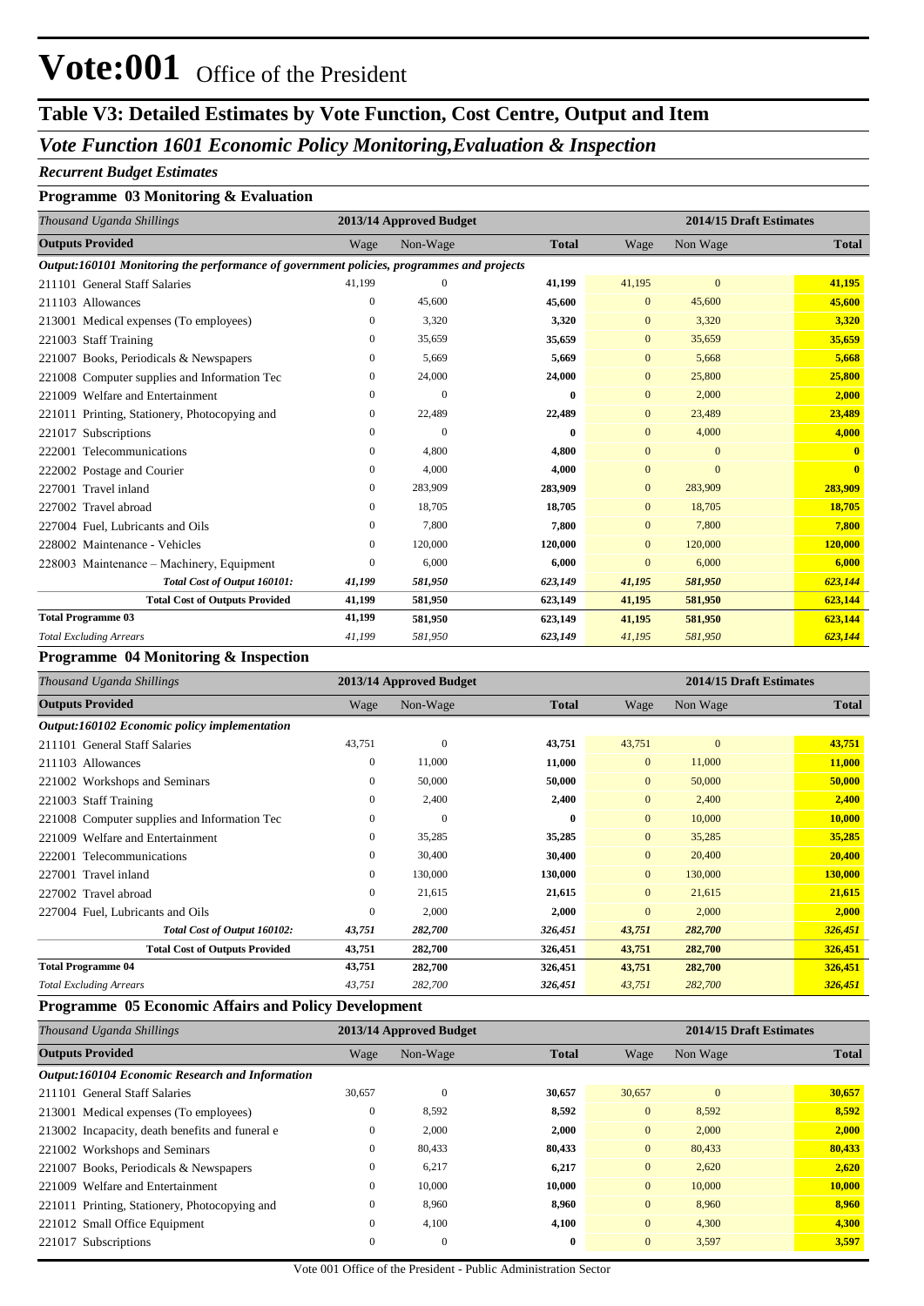# Vote:001 Office of the President

## Table V3: Detailed Estimates by Vote Function, Cost Centre, Output and Item

## *Vote Function 1601 Economic Policy Monitoring,Evaluation & Inspection*

*Recurrent Budget Estimates*

### Programme 03 Monitoring & Evaluation

| *Thousand Uganda Shillings* | 2013/14 Approved Budget | | | 2014/15 Draft Estimates | | |
|---|---|---|---|---|---|---|
| **Outputs Provided** | Wage | Non-Wage | **Total** | Wage | Non Wage | **Total** |
| ***Output:160101 Monitoring the performance of government policies, programmes and projects*** | | | | | | |
| 211101 General Staff Salaries | 41,199 | 0 | **41,199** | 41,195 | 0 | **41,195** |
| 211103 Allowances | 0 | 45,600 | **45,600** | 0 | 45,600 | **45,600** |
| 213001 Medical expenses (To employees) | 0 | 3,320 | **3,320** | 0 | 3,320 | **3,320** |
| 221003 Staff Training | 0 | 35,659 | **35,659** | 0 | 35,659 | **35,659** |
| 221007 Books, Periodicals & Newspapers | 0 | 5,669 | **5,669** | 0 | 5,668 | **5,668** |
| 221008 Computer supplies and Information Tec | 0 | 24,000 | **24,000** | 0 | 25,800 | **25,800** |
| 221009 Welfare and Entertainment | 0 | 0 | **0** | 0 | 2,000 | **2,000** |
| 221011 Printing, Stationery, Photocopying and | 0 | 22,489 | **22,489** | 0 | 23,489 | **23,489** |
| 221017 Subscriptions | 0 | 0 | **0** | 0 | 4,000 | **4,000** |
| 222001 Telecommunications | 0 | 4,800 | **4,800** | 0 | 0 | **0** |
| 222002 Postage and Courier | 0 | 4,000 | **4,000** | 0 | 0 | **0** |
| 227001 Travel inland | 0 | 283,909 | **283,909** | 0 | 283,909 | **283,909** |
| 227002 Travel abroad | 0 | 18,705 | **18,705** | 0 | 18,705 | **18,705** |
| 227004 Fuel, Lubricants and Oils | 0 | 7,800 | **7,800** | 0 | 7,800 | **7,800** |
| 228002 Maintenance - Vehicles | 0 | 120,000 | **120,000** | 0 | 120,000 | **120,000** |
| 228003 Maintenance – Machinery, Equipment | 0 | 6,000 | **6,000** | 0 | 6,000 | **6,000** |
| ***Total Cost of Output 160101:*** | ***41,199*** | ***581,950*** | ***623,149*** | ***41,195*** | ***581,950*** | ***623,144*** |
| **Total Cost of Outputs Provided** | **41,199** | **581,950** | **623,149** | **41,195** | **581,950** | **623,144** |
| **Total Programme 03** | **41,199** | **581,950** | **623,149** | **41,195** | **581,950** | **623,144** |
| *Total Excluding Arrears* | *41,199* | *581,950* | *623,149* | *41,195* | *581,950* | *623,144* |

### Programme 04 Monitoring & Inspection

| *Thousand Uganda Shillings* | 2013/14 Approved Budget | | | 2014/15 Draft Estimates | | |
|---|---|---|---|---|---|---|
| **Outputs Provided** | Wage | Non-Wage | **Total** | Wage | Non Wage | **Total** |
| ***Output:160102 Economic policy implementation*** | | | | | | |
| 211101 General Staff Salaries | 43,751 | 0 | **43,751** | 43,751 | 0 | **43,751** |
| 211103 Allowances | 0 | 11,000 | **11,000** | 0 | 11,000 | **11,000** |
| 221002 Workshops and Seminars | 0 | 50,000 | **50,000** | 0 | 50,000 | **50,000** |
| 221003 Staff Training | 0 | 2,400 | **2,400** | 0 | 2,400 | **2,400** |
| 221008 Computer supplies and Information Tec | 0 | 0 | **0** | 0 | 10,000 | **10,000** |
| 221009 Welfare and Entertainment | 0 | 35,285 | **35,285** | 0 | 35,285 | **35,285** |
| 222001 Telecommunications | 0 | 30,400 | **30,400** | 0 | 20,400 | **20,400** |
| 227001 Travel inland | 0 | 130,000 | **130,000** | 0 | 130,000 | **130,000** |
| 227002 Travel abroad | 0 | 21,615 | **21,615** | 0 | 21,615 | **21,615** |
| 227004 Fuel, Lubricants and Oils | 0 | 2,000 | **2,000** | 0 | 2,000 | **2,000** |
| ***Total Cost of Output 160102:*** | ***43,751*** | ***282,700*** | ***326,451*** | ***43,751*** | ***282,700*** | ***326,451*** |
| **Total Cost of Outputs Provided** | **43,751** | **282,700** | **326,451** | **43,751** | **282,700** | **326,451** |
| **Total Programme 04** | **43,751** | **282,700** | **326,451** | **43,751** | **282,700** | **326,451** |
| *Total Excluding Arrears* | *43,751* | *282,700* | *326,451* | *43,751* | *282,700* | *326,451* |

### Programme 05 Economic Affairs and Policy Development

| *Thousand Uganda Shillings* | 2013/14 Approved Budget | | | 2014/15 Draft Estimates | | |
|---|---|---|---|---|---|---|
| **Outputs Provided** | Wage | Non-Wage | **Total** | Wage | Non Wage | **Total** |
| ***Output:160104 Economic Research and Information*** | | | | | | |
| 211101 General Staff Salaries | 30,657 | 0 | **30,657** | 30,657 | 0 | **30,657** |
| 213001 Medical expenses (To employees) | 0 | 8,592 | **8,592** | 0 | 8,592 | **8,592** |
| 213002 Incapacity, death benefits and funeral e | 0 | 2,000 | **2,000** | 0 | 2,000 | **2,000** |
| 221002 Workshops and Seminars | 0 | 80,433 | **80,433** | 0 | 80,433 | **80,433** |
| 221007 Books, Periodicals & Newspapers | 0 | 6,217 | **6,217** | 0 | 2,620 | **2,620** |
| 221009 Welfare and Entertainment | 0 | 10,000 | **10,000** | 0 | 10,000 | **10,000** |
| 221011 Printing, Stationery, Photocopying and | 0 | 8,960 | **8,960** | 0 | 8,960 | **8,960** |
| 221012 Small Office Equipment | 0 | 4,100 | **4,100** | 0 | 4,300 | **4,300** |
| 221017 Subscriptions | 0 | 0 | **0** | 0 | 3,597 | **3,597** |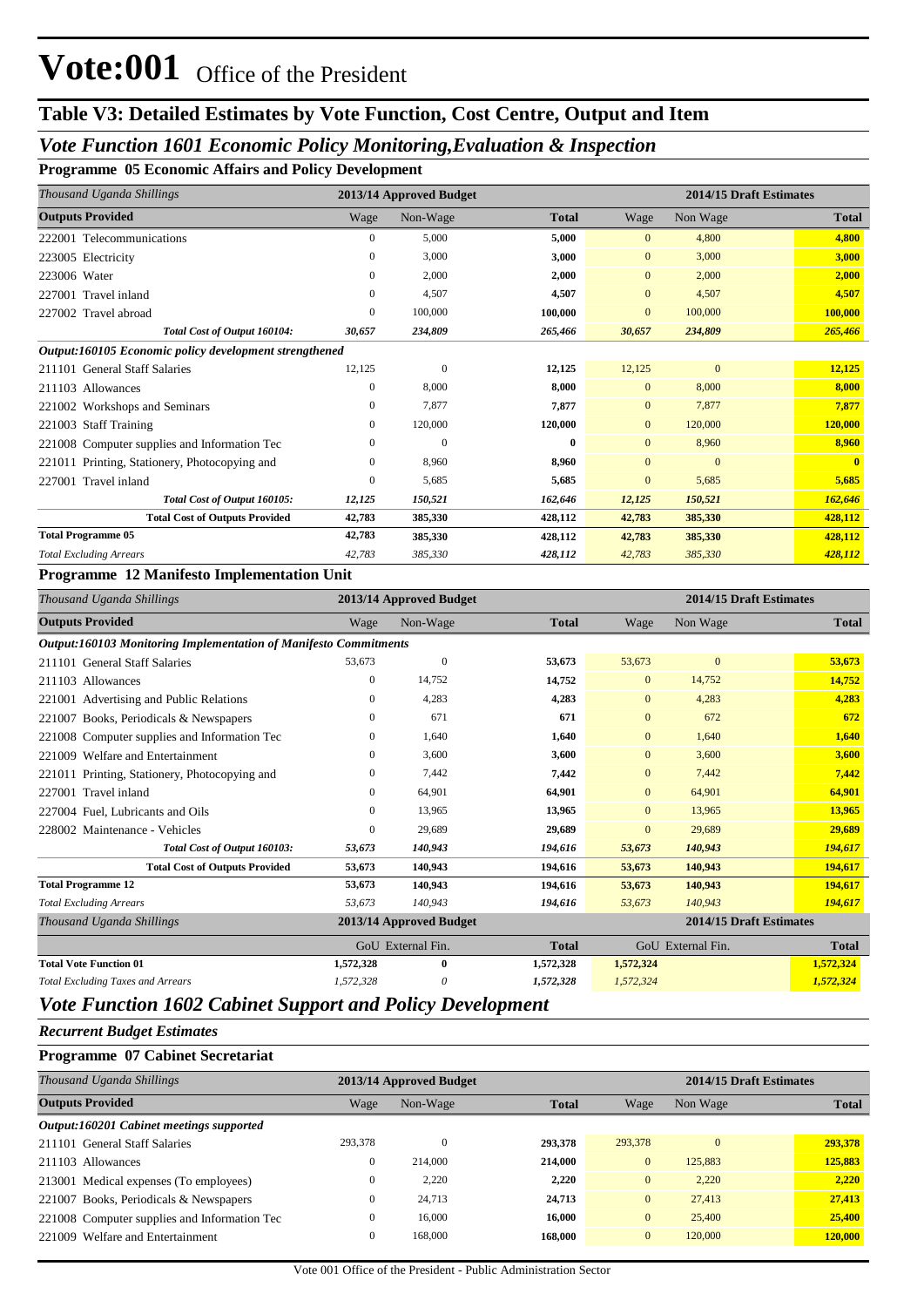# Vote:001 Office of the President

## Table V3: Detailed Estimates by Vote Function, Cost Centre, Output and Item

### *Vote Function 1601 Economic Policy Monitoring,Evaluation & Inspection*

**Programme 05 Economic Affairs and Policy Development**

| *Thousand Uganda Shillings* | 2013/14 Approved Budget | | | 2014/15 Draft Estimates | | |
|---|---|---|---|---|---|---|
| **Outputs Provided** | Wage | Non-Wage | **Total** | Wage | Non Wage | **Total** |
| 222001 Telecommunications | 0 | 5,000 | **5,000** | 0 | 4,800 | **4,800** |
| 223005 Electricity | 0 | 3,000 | **3,000** | 0 | 3,000 | **3,000** |
| 223006 Water | 0 | 2,000 | **2,000** | 0 | 2,000 | **2,000** |
| 227001 Travel inland | 0 | 4,507 | **4,507** | 0 | 4,507 | **4,507** |
| 227002 Travel abroad | 0 | 100,000 | **100,000** | 0 | 100,000 | **100,000** |
| ***Total Cost of Output 160104:*** | ***30,657*** | ***234,809*** | ***265,466*** | ***30,657*** | ***234,809*** | ***265,466*** |
| ***Output:160105 Economic policy development strengthened*** | | | | | | |
| 211101 General Staff Salaries | 12,125 | 0 | **12,125** | 12,125 | 0 | **12,125** |
| 211103 Allowances | 0 | 8,000 | **8,000** | 0 | 8,000 | **8,000** |
| 221002 Workshops and Seminars | 0 | 7,877 | **7,877** | 0 | 7,877 | **7,877** |
| 221003 Staff Training | 0 | 120,000 | **120,000** | 0 | 120,000 | **120,000** |
| 221008 Computer supplies and Information Tec | 0 | 0 | **0** | 0 | 8,960 | **8,960** |
| 221011 Printing, Stationery, Photocopying and | 0 | 8,960 | **8,960** | 0 | 0 | **0** |
| 227001 Travel inland | 0 | 5,685 | **5,685** | 0 | 5,685 | **5,685** |
| ***Total Cost of Output 160105:*** | ***12,125*** | ***150,521*** | ***162,646*** | ***12,125*** | ***150,521*** | ***162,646*** |
| **Total Cost of Outputs Provided** | **42,783** | **385,330** | **428,112** | **42,783** | **385,330** | **428,112** |
| **Total Programme 05** | **42,783** | **385,330** | **428,112** | **42,783** | **385,330** | **428,112** |
| *Total Excluding Arrears* | *42,783* | *385,330* | *428,112* | *42,783* | *385,330* | *428,112* |

**Programme 12 Manifesto Implementation Unit**

| *Thousand Uganda Shillings* | 2013/14 Approved Budget | | | 2014/15 Draft Estimates | | |
|---|---|---|---|---|---|---|
| **Outputs Provided** | Wage | Non-Wage | **Total** | Wage | Non Wage | **Total** |
| ***Output:160103 Monitoring Implementation of Manifesto Commitments*** | | | | | | |
| 211101 General Staff Salaries | 53,673 | 0 | **53,673** | 53,673 | 0 | **53,673** |
| 211103 Allowances | 0 | 14,752 | **14,752** | 0 | 14,752 | **14,752** |
| 221001 Advertising and Public Relations | 0 | 4,283 | **4,283** | 0 | 4,283 | **4,283** |
| 221007 Books, Periodicals & Newspapers | 0 | 671 | **671** | 0 | 672 | **672** |
| 221008 Computer supplies and Information Tec | 0 | 1,640 | **1,640** | 0 | 1,640 | **1,640** |
| 221009 Welfare and Entertainment | 0 | 3,600 | **3,600** | 0 | 3,600 | **3,600** |
| 221011 Printing, Stationery, Photocopying and | 0 | 7,442 | **7,442** | 0 | 7,442 | **7,442** |
| 227001 Travel inland | 0 | 64,901 | **64,901** | 0 | 64,901 | **64,901** |
| 227004 Fuel, Lubricants and Oils | 0 | 13,965 | **13,965** | 0 | 13,965 | **13,965** |
| 228002 Maintenance - Vehicles | 0 | 29,689 | **29,689** | 0 | 29,689 | **29,689** |
| ***Total Cost of Output 160103:*** | ***53,673*** | ***140,943*** | ***194,616*** | ***53,673*** | ***140,943*** | ***194,617*** |
| **Total Cost of Outputs Provided** | **53,673** | **140,943** | **194,616** | **53,673** | **140,943** | **194,617** |
| **Total Programme 12** | **53,673** | **140,943** | **194,616** | **53,673** | **140,943** | **194,617** |
| *Total Excluding Arrears* | *53,673* | *140,943* | *194,616* | *53,673* | *140,943* | *194,617* |

| *Thousand Uganda Shillings* | 2013/14 Approved Budget | | | 2014/15 Draft Estimates | | |
|---|---|---|---|---|---|---|
| | GoU | External Fin. | **Total** | GoU | External Fin. | **Total** |
| **Total Vote Function 01** | **1,572,328** | **0** | **1,572,328** | **1,572,324** | | **1,572,324** |
| *Total Excluding Taxes and Arrears* | *1,572,328* | *0* | *1,572,328* | *1,572,324* | | *1,572,324* |

### *Vote Function 1602 Cabinet Support and Policy Development*

***Recurrent Budget Estimates***

**Programme 07 Cabinet Secretariat**

| *Thousand Uganda Shillings* | 2013/14 Approved Budget | | | 2014/15 Draft Estimates | | |
|---|---|---|---|---|---|---|
| **Outputs Provided** | Wage | Non-Wage | **Total** | Wage | Non Wage | **Total** |
| ***Output:160201 Cabinet meetings supported*** | | | | | | |
| 211101 General Staff Salaries | 293,378 | 0 | **293,378** | 293,378 | 0 | **293,378** |
| 211103 Allowances | 0 | 214,000 | **214,000** | 0 | 125,883 | **125,883** |
| 213001 Medical expenses (To employees) | 0 | 2,220 | **2,220** | 0 | 2,220 | **2,220** |
| 221007 Books, Periodicals & Newspapers | 0 | 24,713 | **24,713** | 0 | 27,413 | **27,413** |
| 221008 Computer supplies and Information Tec | 0 | 16,000 | **16,000** | 0 | 25,400 | **25,400** |
| 221009 Welfare and Entertainment | 0 | 168,000 | **168,000** | 0 | 120,000 | **120,000** |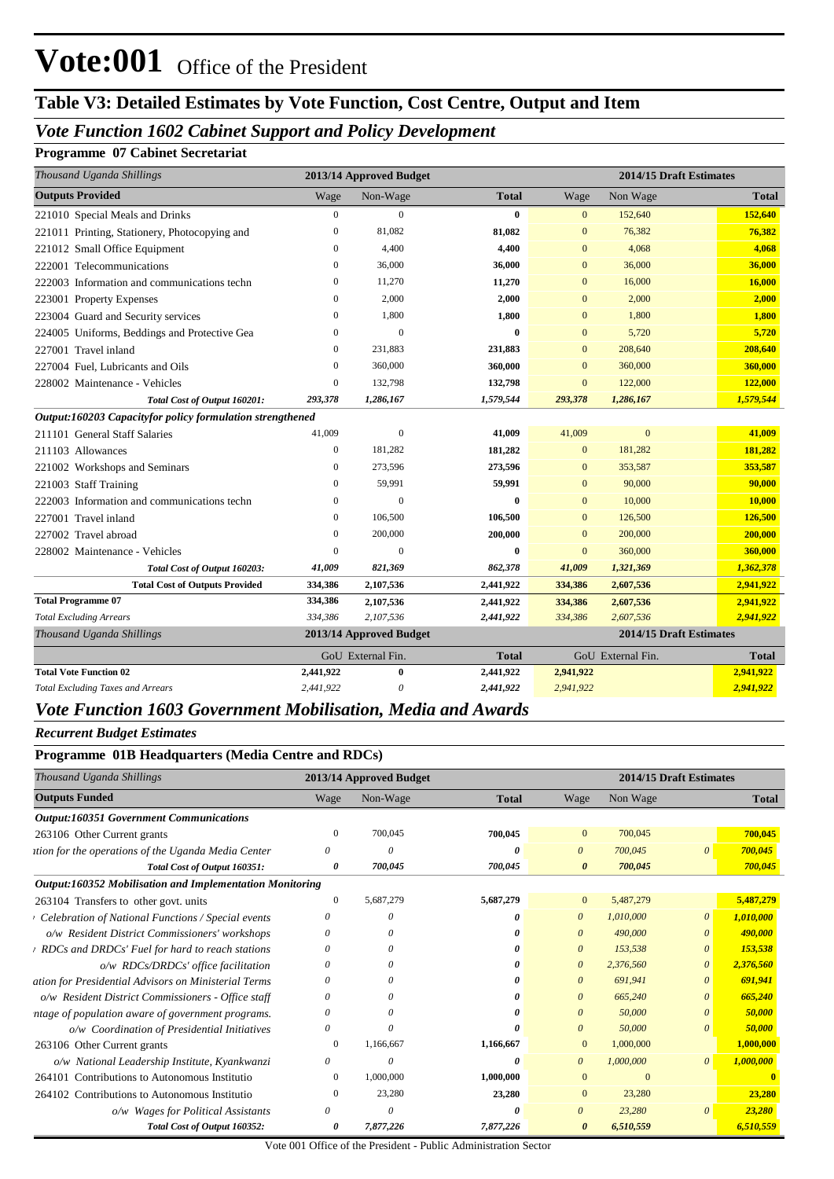# Vote:001 Office of the President

## Table V3: Detailed Estimates by Vote Function, Cost Centre, Output and Item

### *Vote Function 1602 Cabinet Support and Policy Development*

#### Programme 07 Cabinet Secretariat

| *Thousand Uganda Shillings* | 2013/14 Approved Budget | | | 2014/15 Draft Estimates | | |
|---|---|---|---|---|---|---|
| **Outputs Provided** | Wage | Non-Wage | **Total** | Wage | Non Wage | **Total** |
| 221010 Special Meals and Drinks | 0 | 0 | **0** | 0 | 152,640 | **152,640** |
| 221011 Printing, Stationery, Photocopying and | 0 | 81,082 | **81,082** | 0 | 76,382 | **76,382** |
| 221012 Small Office Equipment | 0 | 4,400 | **4,400** | 0 | 4,068 | **4,068** |
| 222001 Telecommunications | 0 | 36,000 | **36,000** | 0 | 36,000 | **36,000** |
| 222003 Information and communications techn | 0 | 11,270 | **11,270** | 0 | 16,000 | **16,000** |
| 223001 Property Expenses | 0 | 2,000 | **2,000** | 0 | 2,000 | **2,000** |
| 223004 Guard and Security services | 0 | 1,800 | **1,800** | 0 | 1,800 | **1,800** |
| 224005 Uniforms, Beddings and Protective Gea | 0 | 0 | **0** | 0 | 5,720 | **5,720** |
| 227001 Travel inland | 0 | 231,883 | **231,883** | 0 | 208,640 | **208,640** |
| 227004 Fuel, Lubricants and Oils | 0 | 360,000 | **360,000** | 0 | 360,000 | **360,000** |
| 228002 Maintenance - Vehicles | 0 | 132,798 | **132,798** | 0 | 122,000 | **122,000** |
| ***Total Cost of Output 160201:*** | ***293,378*** | ***1,286,167*** | ***1,579,544*** | ***293,378*** | ***1,286,167*** | ***1,579,544*** |
| ***Output:160203 Capacityfor policy formulation strengthened*** | | | | | | |
| 211101 General Staff Salaries | 41,009 | 0 | **41,009** | 41,009 | 0 | **41,009** |
| 211103 Allowances | 0 | 181,282 | **181,282** | 0 | 181,282 | **181,282** |
| 221002 Workshops and Seminars | 0 | 273,596 | **273,596** | 0 | 353,587 | **353,587** |
| 221003 Staff Training | 0 | 59,991 | **59,991** | 0 | 90,000 | **90,000** |
| 222003 Information and communications techn | 0 | 0 | **0** | 0 | 10,000 | **10,000** |
| 227001 Travel inland | 0 | 106,500 | **106,500** | 0 | 126,500 | **126,500** |
| 227002 Travel abroad | 0 | 200,000 | **200,000** | 0 | 200,000 | **200,000** |
| 228002 Maintenance - Vehicles | 0 | 0 | **0** | 0 | 360,000 | **360,000** |
| ***Total Cost of Output 160203:*** | ***41,009*** | ***821,369*** | ***862,378*** | ***41,009*** | ***1,321,369*** | ***1,362,378*** |
| **Total Cost of Outputs Provided** | **334,386** | **2,107,536** | **2,441,922** | **334,386** | **2,607,536** | **2,941,922** |
| **Total Programme 07** | **334,386** | **2,107,536** | **2,441,922** | **334,386** | **2,607,536** | **2,941,922** |
| *Total Excluding Arrears* | *334,386* | *2,107,536* | *2,441,922* | *334,386* | *2,607,536* | *2,941,922* |
| *Thousand Uganda Shillings* | 2013/14 Approved Budget | | | 2014/15 Draft Estimates | | |
| | GoU | External Fin. | **Total** | GoU | External Fin. | **Total** |
| **Total Vote Function 02** | **2,441,922** | **0** | **2,441,922** | **2,941,922** | | **2,941,922** |
| *Total Excluding Taxes and Arrears* | *2,441,922* | *0* | *2,441,922* | *2,941,922* | | *2,941,922* |

### *Vote Function 1603 Government Mobilisation, Media and Awards*

*Recurrent Budget Estimates*

#### Programme 01B Headquarters (Media Centre and RDCs)

| *Thousand Uganda Shillings* | 2013/14 Approved Budget | | | 2014/15 Draft Estimates | | | |
|---|---|---|---|---|---|---|---|
| **Outputs Funded** | Wage | Non-Wage | **Total** | Wage | Non Wage | | **Total** |
| ***Output:160351 Government Communications*** | | | | | | | |
| 263106 Other Current grants | 0 | 700,045 | **700,045** | 0 | 700,045 | | **700,045** |
| *ation for the operations of the Uganda Media Center* | *0* | *0* | ***0*** | *0* | *700,045* | *0* | ***700,045*** |
| ***Total Cost of Output 160351:*** | ***0*** | ***700,045*** | ***700,045*** | ***0*** | ***700,045*** | | ***700,045*** |
| ***Output:160352 Mobilisation and Implementation Monitoring*** | | | | | | | |
| 263104 Transfers to other govt. units | 0 | 5,687,279 | **5,687,279** | 0 | 5,487,279 | | **5,487,279** |
| *Celebration of National Functions / Special events* | *0* | *0* | ***0*** | *0* | *1,010,000* | *0* | ***1,010,000*** |
| *o/w Resident District Commissioners' workshops* | *0* | *0* | ***0*** | *0* | *490,000* | *0* | ***490,000*** |
| *RDCs and DRDCs' Fuel for hard to reach stations* | *0* | *0* | ***0*** | *0* | *153,538* | *0* | ***153,538*** |
| *o/w RDCs/DRDCs' office facilitation* | *0* | *0* | ***0*** | *0* | *2,376,560* | *0* | ***2,376,560*** |
| *ation for Presidential Advisors on Ministerial Terms* | *0* | *0* | ***0*** | *0* | *691,941* | *0* | ***691,941*** |
| *o/w Resident District Commissioners - Office staff* | *0* | *0* | ***0*** | *0* | *665,240* | *0* | ***665,240*** |
| *ntage of population aware of government programs.* | *0* | *0* | ***0*** | *0* | *50,000* | *0* | ***50,000*** |
| *o/w Coordination of Presidential Initiatives* | *0* | *0* | ***0*** | *0* | *50,000* | *0* | ***50,000*** |
| 263106 Other Current grants | 0 | 1,166,667 | **1,166,667** | 0 | 1,000,000 | | **1,000,000** |
| *o/w National Leadership Institute, Kyankwanzi* | *0* | *0* | ***0*** | *0* | *1,000,000* | *0* | ***1,000,000*** |
| 264101 Contributions to Autonomous Institutio | 0 | 1,000,000 | **1,000,000** | 0 | 0 | | **0** |
| 264102 Contributions to Autonomous Institutio | 0 | 23,280 | **23,280** | 0 | 23,280 | | **23,280** |
| *o/w Wages for Political Assistants* | *0* | *0* | ***0*** | *0* | *23,280* | *0* | ***23,280*** |
| ***Total Cost of Output 160352:*** | ***0*** | ***7,877,226*** | ***7,877,226*** | ***0*** | ***6,510,559*** | | ***6,510,559*** |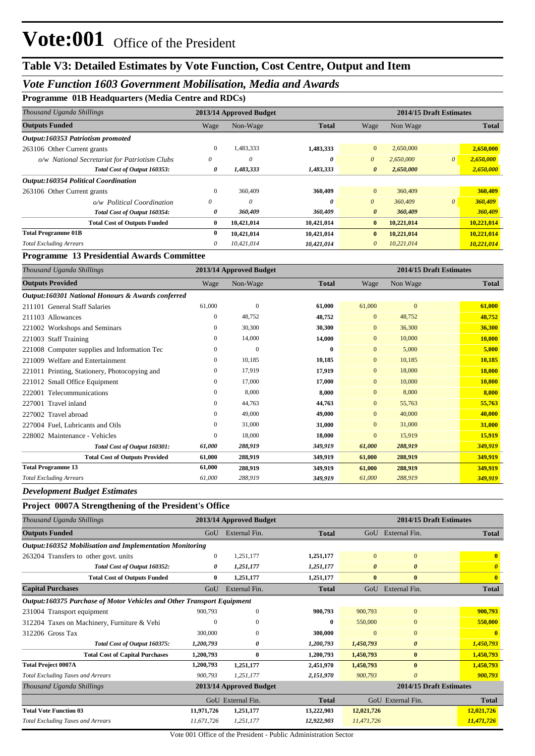# Vote:001 Office of the President

## Table V3: Detailed Estimates by Vote Function, Cost Centre, Output and Item

### *Vote Function 1603 Government Mobilisation, Media and Awards*

#### Programme 01B Headquarters (Media Centre and RDCs)

| *Thousand Uganda Shillings* | 2013/14 Approved Budget | | | 2014/15 Draft Estimates | | |
|---|---|---|---|---|---|---|
| **Outputs Funded** | Wage | Non-Wage | **Total** | Wage | Non Wage | **Total** |
| ***Output:160353 Patriotism promoted*** | | | | | | |
| 263106 Other Current grants | 0 | 1,483,333 | **1,483,333** | 0 | 2,650,000 | **2,650,000** |
| *o/w National Secretariat for Patriotism Clubs* | *0* | *0* | ***0*** | *0* | *2,650,000* | ***2,650,000*** |
| ***Total Cost of Output 160353:*** | ***0*** | ***1,483,333*** | ***1,483,333*** | ***0*** | ***2,650,000*** | ***2,650,000*** |
| ***Output:160354 Political Coordination*** | | | | | | |
| 263106 Other Current grants | 0 | 360,409 | **360,409** | 0 | 360,409 | **360,409** |
| *o/w Political Coordination* | *0* | *0* | ***0*** | *0* | *360,409* | ***360,409*** |
| ***Total Cost of Output 160354:*** | ***0*** | ***360,409*** | ***360,409*** | ***0*** | ***360,409*** | ***360,409*** |
| **Total Cost of Outputs Funded** | **0** | **10,421,014** | **10,421,014** | **0** | **10,221,014** | **10,221,014** |
| **Total Programme 01B** | **0** | **10,421,014** | **10,421,014** | **0** | **10,221,014** | **10,221,014** |
| *Total Excluding Arrears* | *0* | *10,421,014* | ***10,421,014*** | *0* | *10,221,014* | ***10,221,014*** |

#### Programme 13 Presidential Awards Committee

| *Thousand Uganda Shillings* | 2013/14 Approved Budget | | | 2014/15 Draft Estimates | | |
|---|---|---|---|---|---|---|
| **Outputs Provided** | Wage | Non-Wage | **Total** | Wage | Non Wage | **Total** |
| ***Output:160301 National Honours & Awards conferred*** | | | | | | |
| 211101 General Staff Salaries | 61,000 | 0 | **61,000** | 61,000 | 0 | **61,000** |
| 211103 Allowances | 0 | 48,752 | **48,752** | 0 | 48,752 | **48,752** |
| 221002 Workshops and Seminars | 0 | 30,300 | **30,300** | 0 | 36,300 | **36,300** |
| 221003 Staff Training | 0 | 14,000 | **14,000** | 0 | 10,000 | **10,000** |
| 221008 Computer supplies and Information Tec | 0 | 0 | **0** | 0 | 5,000 | **5,000** |
| 221009 Welfare and Entertainment | 0 | 10,185 | **10,185** | 0 | 10,185 | **10,185** |
| 221011 Printing, Stationery, Photocopying and | 0 | 17,919 | **17,919** | 0 | 18,000 | **18,000** |
| 221012 Small Office Equipment | 0 | 17,000 | **17,000** | 0 | 10,000 | **10,000** |
| 222001 Telecommunications | 0 | 8,000 | **8,000** | 0 | 8,000 | **8,000** |
| 227001 Travel inland | 0 | 44,763 | **44,763** | 0 | 55,763 | **55,763** |
| 227002 Travel abroad | 0 | 49,000 | **49,000** | 0 | 40,000 | **40,000** |
| 227004 Fuel, Lubricants and Oils | 0 | 31,000 | **31,000** | 0 | 31,000 | **31,000** |
| 228002 Maintenance - Vehicles | 0 | 18,000 | **18,000** | 0 | 15,919 | **15,919** |
| ***Total Cost of Output 160301:*** | ***61,000*** | ***288,919*** | ***349,919*** | ***61,000*** | ***288,919*** | ***349,919*** |
| **Total Cost of Outputs Provided** | **61,000** | **288,919** | **349,919** | **61,000** | **288,919** | **349,919** |
| **Total Programme 13** | **61,000** | **288,919** | **349,919** | **61,000** | **288,919** | **349,919** |
| *Total Excluding Arrears* | *61,000* | *288,919* | ***349,919*** | *61,000* | *288,919* | ***349,919*** |

### *Development Budget Estimates*

#### Project 0007A Strengthening of the President's Office

| *Thousand Uganda Shillings* | 2013/14 Approved Budget | | | 2014/15 Draft Estimates | | |
|---|---|---|---|---|---|---|
| **Outputs Funded** | GoU | External Fin. | **Total** | GoU | External Fin. | **Total** |
| ***Output:160352 Mobilisation and Implementation Monitoring*** | | | | | | |
| 263204 Transfers to other govt. units | 0 | 1,251,177 | **1,251,177** | 0 | 0 | **0** |
| ***Total Cost of Output 160352:*** | ***0*** | ***1,251,177*** | ***1,251,177*** | ***0*** | ***0*** | ***0*** |
| **Total Cost of Outputs Funded** | **0** | **1,251,177** | **1,251,177** | **0** | **0** | **0** |
| **Capital Purchases** | GoU | External Fin. | **Total** | GoU | External Fin. | **Total** |
| ***Output:160375 Purchase of Motor Vehicles and Other Transport Equipment*** | | | | | | |
| 231004 Transport equipment | 900,793 | 0 | **900,793** | 900,793 | 0 | **900,793** |
| 312204 Taxes on Machinery, Furniture & Vehi | 0 | 0 | **0** | 550,000 | 0 | **550,000** |
| 312206 Gross Tax | 300,000 | 0 | **300,000** | 0 | 0 | **0** |
| ***Total Cost of Output 160375:*** | ***1,200,793*** | ***0*** | ***1,200,793*** | ***1,450,793*** | ***0*** | ***1,450,793*** |
| **Total Cost of Capital Purchases** | **1,200,793** | **0** | **1,200,793** | **1,450,793** | **0** | **1,450,793** |
| **Total Project 0007A** | **1,200,793** | **1,251,177** | **2,451,970** | **1,450,793** | **0** | **1,450,793** |
| *Total Excluding Taxes and Arrears* | *900,793* | *1,251,177* | ***2,151,970*** | *900,793* | *0* | ***900,793*** |

| *Thousand Uganda Shillings* | 2013/14 Approved Budget | | | 2014/15 Draft Estimates | | |
|---|---|---|---|---|---|---|
| | GoU | External Fin. | **Total** | GoU | External Fin. | **Total** |
| **Total Vote Function 03** | **11,971,726** | **1,251,177** | **13,222,903** | **12,021,726** | | **12,021,726** |
| *Total Excluding Taxes and Arrears* | *11,671,726* | *1,251,177* | ***12,922,903*** | *11,471,726* | | ***11,471,726*** |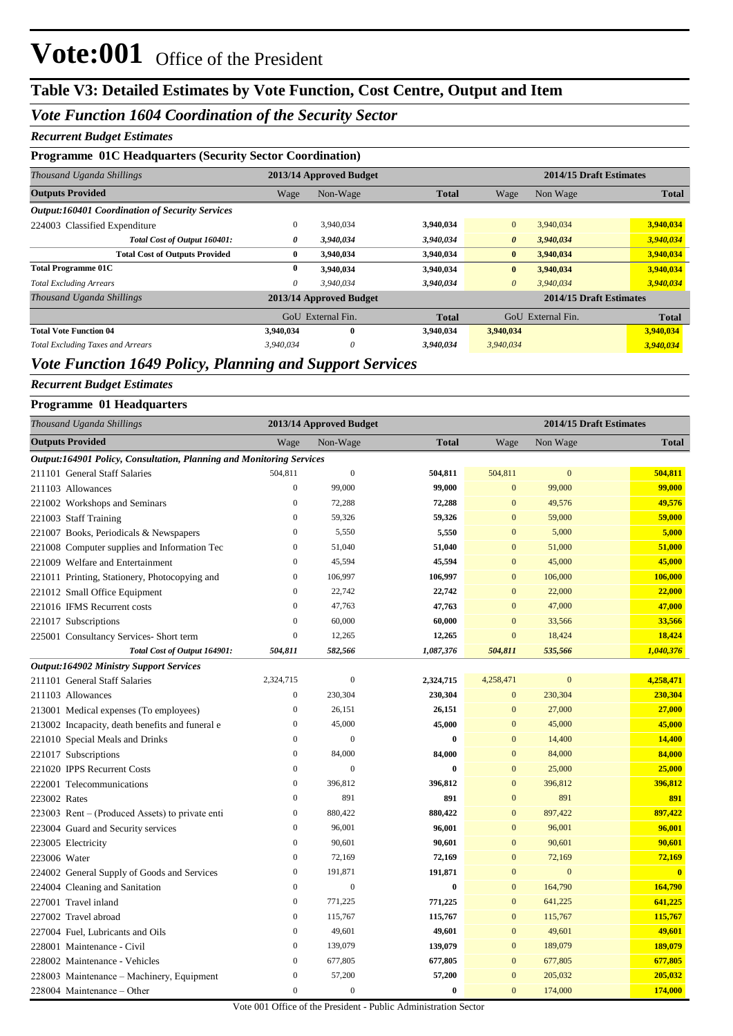# Vote:001 Office of the President

## Table V3: Detailed Estimates by Vote Function, Cost Centre, Output and Item

### *Vote Function 1604 Coordination of the Security Sector*

***Recurrent Budget Estimates***

**Programme 01C Headquarters (Security Sector Coordination)**

| *Thousand Uganda Shillings* | 2013/14 Approved Budget | | | 2014/15 Draft Estimates | | |
|---|---|---|---|---|---|---|
| **Outputs Provided** | Wage | Non-Wage | **Total** | Wage | Non Wage | **Total** |
| ***Output:160401 Coordination of Security Services*** | | | | | | |
| 224003 Classified Expenditure | 0 | 3,940,034 | **3,940,034** | 0 | 3,940,034 | **3,940,034** |
| ***Total Cost of Output 160401:*** | ***0*** | ***3,940,034*** | ***3,940,034*** | ***0*** | ***3,940,034*** | ***3,940,034*** |
| **Total Cost of Outputs Provided** | **0** | **3,940,034** | **3,940,034** | **0** | **3,940,034** | **3,940,034** |
| **Total Programme 01C** | **0** | **3,940,034** | **3,940,034** | **0** | **3,940,034** | **3,940,034** |
| *Total Excluding Arrears* | *0* | *3,940,034* | *3,940,034* | *0* | *3,940,034* | *3,940,034* |

| *Thousand Uganda Shillings* | 2013/14 Approved Budget | | | 2014/15 Draft Estimates | | |
|---|---|---|---|---|---|---|
| | GoU | External Fin. | **Total** | GoU | External Fin. | **Total** |
| **Total Vote Function 04** | **3,940,034** | **0** | **3,940,034** | **3,940,034** | | **3,940,034** |
| *Total Excluding Taxes and Arrears* | *3,940,034* | *0* | *3,940,034* | *3,940,034* | | *3,940,034* |

### *Vote Function 1649 Policy, Planning and Support Services*

***Recurrent Budget Estimates***

**Programme 01 Headquarters**

| *Thousand Uganda Shillings* | 2013/14 Approved Budget | | | 2014/15 Draft Estimates | | |
|---|---|---|---|---|---|---|
| **Outputs Provided** | Wage | Non-Wage | **Total** | Wage | Non Wage | **Total** |
| ***Output:164901 Policy, Consultation, Planning and Monitoring Services*** | | | | | | |
| 211101 General Staff Salaries | 504,811 | 0 | **504,811** | 504,811 | 0 | **504,811** |
| 211103 Allowances | 0 | 99,000 | **99,000** | 0 | 99,000 | **99,000** |
| 221002 Workshops and Seminars | 0 | 72,288 | **72,288** | 0 | 49,576 | **49,576** |
| 221003 Staff Training | 0 | 59,326 | **59,326** | 0 | 59,000 | **59,000** |
| 221007 Books, Periodicals & Newspapers | 0 | 5,550 | **5,550** | 0 | 5,000 | **5,000** |
| 221008 Computer supplies and Information Tec | 0 | 51,040 | **51,040** | 0 | 51,000 | **51,000** |
| 221009 Welfare and Entertainment | 0 | 45,594 | **45,594** | 0 | 45,000 | **45,000** |
| 221011 Printing, Stationery, Photocopying and | 0 | 106,997 | **106,997** | 0 | 106,000 | **106,000** |
| 221012 Small Office Equipment | 0 | 22,742 | **22,742** | 0 | 22,000 | **22,000** |
| 221016 IFMS Recurrent costs | 0 | 47,763 | **47,763** | 0 | 47,000 | **47,000** |
| 221017 Subscriptions | 0 | 60,000 | **60,000** | 0 | 33,566 | **33,566** |
| 225001 Consultancy Services- Short term | 0 | 12,265 | **12,265** | 0 | 18,424 | **18,424** |
| ***Total Cost of Output 164901:*** | ***504,811*** | ***582,566*** | ***1,087,376*** | ***504,811*** | ***535,566*** | ***1,040,376*** |
| ***Output:164902 Ministry Support Services*** | | | | | | |
| 211101 General Staff Salaries | 2,324,715 | 0 | **2,324,715** | 4,258,471 | 0 | **4,258,471** |
| 211103 Allowances | 0 | 230,304 | **230,304** | 0 | 230,304 | **230,304** |
| 213001 Medical expenses (To employees) | 0 | 26,151 | **26,151** | 0 | 27,000 | **27,000** |
| 213002 Incapacity, death benefits and funeral e | 0 | 45,000 | **45,000** | 0 | 45,000 | **45,000** |
| 221010 Special Meals and Drinks | 0 | 0 | **0** | 0 | 14,400 | **14,400** |
| 221017 Subscriptions | 0 | 84,000 | **84,000** | 0 | 84,000 | **84,000** |
| 221020 IPPS Recurrent Costs | 0 | 0 | **0** | 0 | 25,000 | **25,000** |
| 222001 Telecommunications | 0 | 396,812 | **396,812** | 0 | 396,812 | **396,812** |
| 223002 Rates | 0 | 891 | **891** | 0 | 891 | **891** |
| 223003 Rent – (Produced Assets) to private enti | 0 | 880,422 | **880,422** | 0 | 897,422 | **897,422** |
| 223004 Guard and Security services | 0 | 96,001 | **96,001** | 0 | 96,001 | **96,001** |
| 223005 Electricity | 0 | 90,601 | **90,601** | 0 | 90,601 | **90,601** |
| 223006 Water | 0 | 72,169 | **72,169** | 0 | 72,169 | **72,169** |
| 224002 General Supply of Goods and Services | 0 | 191,871 | **191,871** | 0 | 0 | **0** |
| 224004 Cleaning and Sanitation | 0 | 0 | **0** | 0 | 164,790 | **164,790** |
| 227001 Travel inland | 0 | 771,225 | **771,225** | 0 | 641,225 | **641,225** |
| 227002 Travel abroad | 0 | 115,767 | **115,767** | 0 | 115,767 | **115,767** |
| 227004 Fuel, Lubricants and Oils | 0 | 49,601 | **49,601** | 0 | 49,601 | **49,601** |
| 228001 Maintenance - Civil | 0 | 139,079 | **139,079** | 0 | 189,079 | **189,079** |
| 228002 Maintenance - Vehicles | 0 | 677,805 | **677,805** | 0 | 677,805 | **677,805** |
| 228003 Maintenance – Machinery, Equipment | 0 | 57,200 | **57,200** | 0 | 205,032 | **205,032** |
| 228004 Maintenance – Other | 0 | 0 | **0** | 0 | 174,000 | **174,000** |

Vote 001 Office of the President - Public Administration Sector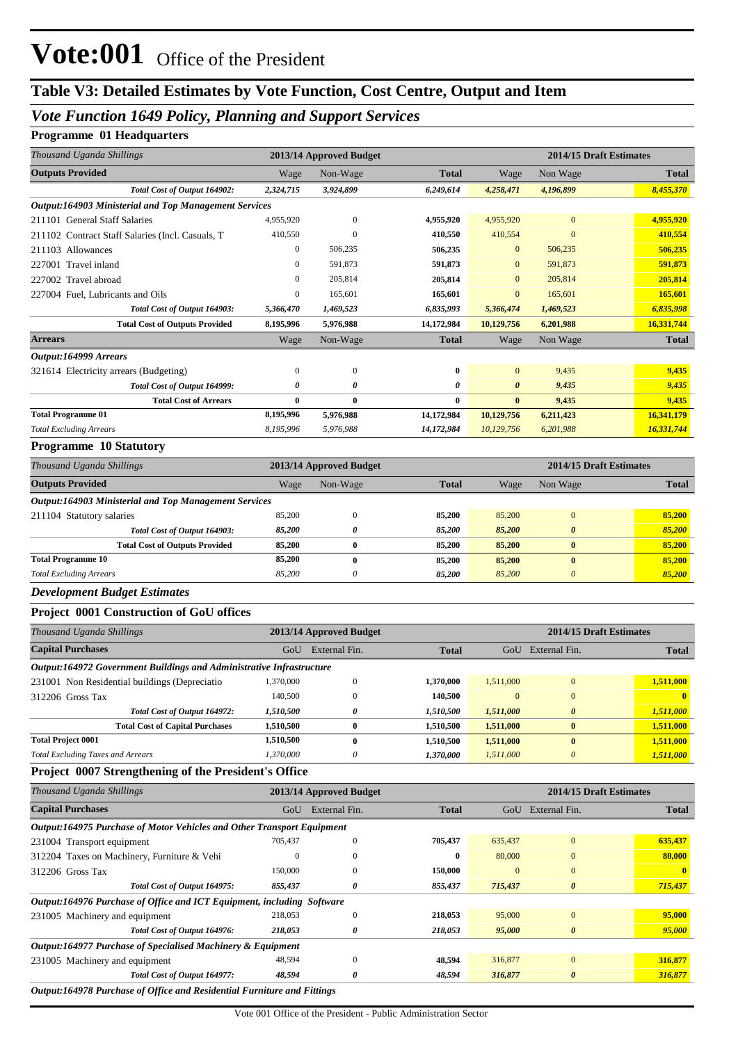# Vote:001 Office of the President

## Table V3: Detailed Estimates by Vote Function, Cost Centre, Output and Item

### *Vote Function 1649 Policy, Planning and Support Services*

**Programme 01 Headquarters**

| *Thousand Uganda Shillings* | 2013/14 Approved Budget | | | 2014/15 Draft Estimates | | |
|---|---|---|---|---|---|---|
| **Outputs Provided** | Wage | Non-Wage | **Total** | Wage | Non Wage | **Total** |
| ***Total Cost of Output 164902:*** | *2,324,715* | *3,924,899* | *6,249,614* | *4,258,471* | *4,196,899* | *8,455,370* |
| ***Output:164903 Ministerial and Top Management Services*** | | | | | | |
| 211101 General Staff Salaries | 4,955,920 | 0 | **4,955,920** | 4,955,920 | 0 | **4,955,920** |
| 211102 Contract Staff Salaries (Incl. Casuals, T | 410,550 | 0 | **410,550** | 410,554 | 0 | **410,554** |
| 211103 Allowances | 0 | 506,235 | **506,235** | 0 | 506,235 | **506,235** |
| 227001 Travel inland | 0 | 591,873 | **591,873** | 0 | 591,873 | **591,873** |
| 227002 Travel abroad | 0 | 205,814 | **205,814** | 0 | 205,814 | **205,814** |
| 227004 Fuel, Lubricants and Oils | 0 | 165,601 | **165,601** | 0 | 165,601 | **165,601** |
| ***Total Cost of Output 164903:*** | *5,366,470* | *1,469,523* | *6,835,993* | *5,366,474* | *1,469,523* | *6,835,998* |
| **Total Cost of Outputs Provided** | **8,195,996** | **5,976,988** | **14,172,984** | **10,129,756** | **6,201,988** | **16,331,744** |
| **Arrears** | Wage | Non-Wage | **Total** | Wage | Non Wage | **Total** |
| ***Output:164999 Arrears*** | | | | | | |
| 321614 Electricity arrears (Budgeting) | 0 | 0 | **0** | 0 | 9,435 | **9,435** |
| ***Total Cost of Output 164999:*** | *0* | *0* | *0* | *0* | *9,435* | *9,435* |
| **Total Cost of Arrears** | **0** | **0** | **0** | **0** | **9,435** | **9,435** |
| **Total Programme 01** | **8,195,996** | **5,976,988** | **14,172,984** | **10,129,756** | **6,211,423** | **16,341,179** |
| *Total Excluding Arrears* | *8,195,996* | *5,976,988* | *14,172,984* | *10,129,756* | *6,201,988* | *16,331,744* |

**Programme 10 Statutory**

| *Thousand Uganda Shillings* | 2013/14 Approved Budget | | | 2014/15 Draft Estimates | | |
|---|---|---|---|---|---|---|
| **Outputs Provided** | Wage | Non-Wage | **Total** | Wage | Non Wage | **Total** |
| ***Output:164903 Ministerial and Top Management Services*** | | | | | | |
| 211104 Statutory salaries | 85,200 | 0 | **85,200** | 85,200 | 0 | **85,200** |
| ***Total Cost of Output 164903:*** | *85,200* | *0* | *85,200* | *85,200* | *0* | *85,200* |
| **Total Cost of Outputs Provided** | **85,200** | **0** | **85,200** | **85,200** | **0** | **85,200** |
| **Total Programme 10** | **85,200** | **0** | **85,200** | **85,200** | **0** | **85,200** |
| *Total Excluding Arrears* | *85,200* | *0* | *85,200* | *85,200* | *0* | *85,200* |

***Development Budget Estimates***

**Project 0001 Construction of GoU offices**

| *Thousand Uganda Shillings* | 2013/14 Approved Budget | | | 2014/15 Draft Estimates | | |
|---|---|---|---|---|---|---|
| **Capital Purchases** | GoU | External Fin. | **Total** | GoU | External Fin. | **Total** |
| ***Output:164972 Government Buildings and Administrative Infrastructure*** | | | | | | |
| 231001 Non Residential buildings (Depreciatio | 1,370,000 | 0 | **1,370,000** | 1,511,000 | 0 | **1,511,000** |
| 312206 Gross Tax | 140,500 | 0 | **140,500** | 0 | 0 | **0** |
| ***Total Cost of Output 164972:*** | *1,510,500* | *0* | *1,510,500* | *1,511,000* | *0* | *1,511,000* |
| **Total Cost of Capital Purchases** | **1,510,500** | **0** | **1,510,500** | **1,511,000** | **0** | **1,511,000** |
| **Total Project 0001** | **1,510,500** | **0** | **1,510,500** | **1,511,000** | **0** | **1,511,000** |
| *Total Excluding Taxes and Arrears* | *1,370,000* | *0* | *1,370,000* | *1,511,000* | *0* | *1,511,000* |

**Project 0007 Strengthening of the President's Office**

| *Thousand Uganda Shillings* | 2013/14 Approved Budget | | | 2014/15 Draft Estimates | | |
|---|---|---|---|---|---|---|
| **Capital Purchases** | GoU | External Fin. | **Total** | GoU | External Fin. | **Total** |
| ***Output:164975 Purchase of Motor Vehicles and Other Transport Equipment*** | | | | | | |
| 231004 Transport equipment | 705,437 | 0 | **705,437** | 635,437 | 0 | **635,437** |
| 312204 Taxes on Machinery, Furniture & Vehi | 0 | 0 | **0** | 80,000 | 0 | **80,000** |
| 312206 Gross Tax | 150,000 | 0 | **150,000** | 0 | 0 | **0** |
| ***Total Cost of Output 164975:*** | *855,437* | *0* | *855,437* | *715,437* | *0* | *715,437* |
| ***Output:164976 Purchase of Office and ICT Equipment, including Software*** | | | | | | |
| 231005 Machinery and equipment | 218,053 | 0 | **218,053** | 95,000 | 0 | **95,000** |
| ***Total Cost of Output 164976:*** | *218,053* | *0* | *218,053* | *95,000* | *0* | *95,000* |
| ***Output:164977 Purchase of Specialised Machinery & Equipment*** | | | | | | |
| 231005 Machinery and equipment | 48,594 | 0 | **48,594** | 316,877 | 0 | **316,877** |
| ***Total Cost of Output 164977:*** | *48,594* | *0* | *48,594* | *316,877* | *0* | *316,877* |
| ***Output:164978 Purchase of Office and Residential Furniture and Fittings*** | | | | | | |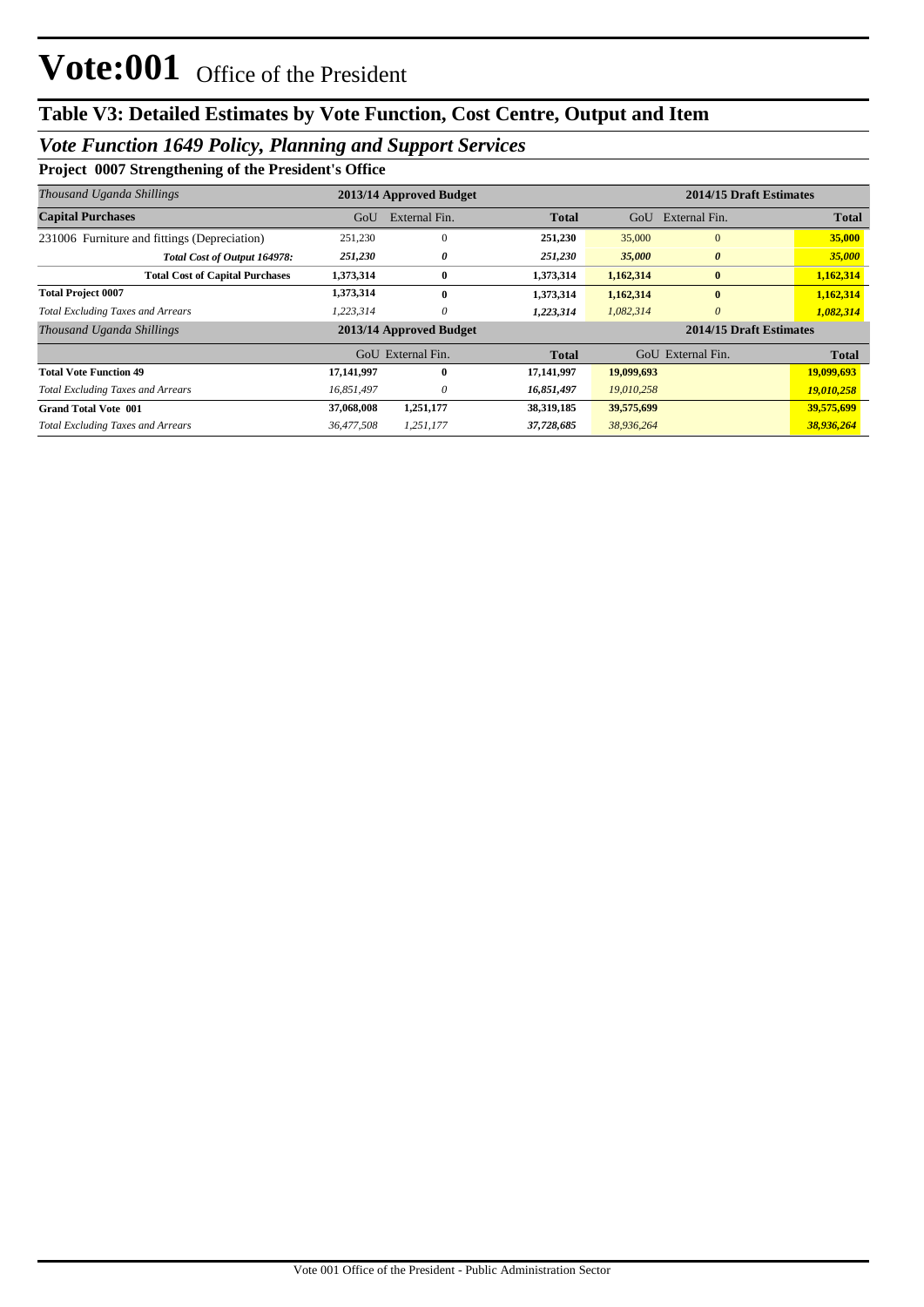# Vote:001 Office of the President

## Table V3: Detailed Estimates by Vote Function, Cost Centre, Output and Item

### *Vote Function 1649 Policy, Planning and Support Services*

**Project 0007 Strengthening of the President's Office**

| *Thousand Uganda Shillings* | 2013/14 Approved Budget | | | 2014/15 Draft Estimates | | |
|---|---|---|---|---|---|---|
| **Capital Purchases** | GoU | External Fin. | **Total** | GoU | External Fin. | **Total** |
| 231006 Furniture and fittings (Depreciation) | 251,230 | 0 | **251,230** | 35,000 | 0 | **35,000** |
| ***Total Cost of Output 164978:*** | ***251,230*** | ***0*** | ***251,230*** | ***35,000*** | ***0*** | ***35,000*** |
| **Total Cost of Capital Purchases** | **1,373,314** | **0** | **1,373,314** | **1,162,314** | **0** | **1,162,314** |
| **Total Project 0007** | **1,373,314** | **0** | **1,373,314** | **1,162,314** | **0** | **1,162,314** |
| *Total Excluding Taxes and Arrears* | *1,223,314* | *0* | ***1,223,314*** | *1,082,314* | *0* | ***1,082,314*** |

| *Thousand Uganda Shillings* | 2013/14 Approved Budget | | | 2014/15 Draft Estimates | | |
|---|---|---|---|---|---|---|
| | GoU | External Fin. | **Total** | GoU | External Fin. | **Total** |
| **Total Vote Function 49** | **17,141,997** | **0** | **17,141,997** | **19,099,693** | | **19,099,693** |
| *Total Excluding Taxes and Arrears* | *16,851,497* | *0* | ***16,851,497*** | *19,010,258* | | ***19,010,258*** |
| **Grand Total Vote 001** | **37,068,008** | **1,251,177** | **38,319,185** | **39,575,699** | | **39,575,699** |
| *Total Excluding Taxes and Arrears* | *36,477,508* | *1,251,177* | ***37,728,685*** | *38,936,264* | | ***38,936,264*** |